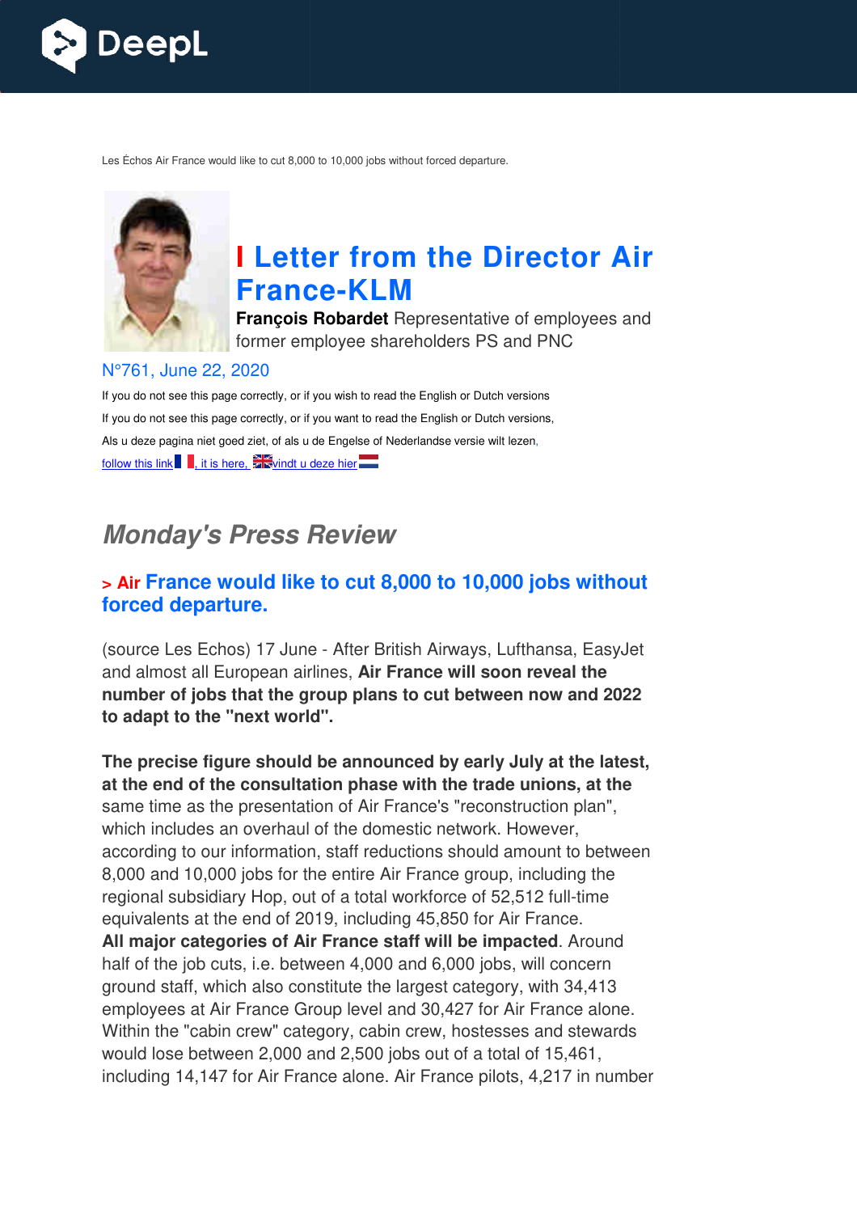Les Échos Air France would like to cut 8,000 to 10,000 jobs without forced departure.

# I Letter from the Director Air France-KLM

**François Robardet** Representative of employees and former employee shareholders PS and PNC

N°761, June 22, 2020

If you do not see this page correctly, or if you wish to read the English or Dutch versions

If you do not see this page correctly, or if you want to read the English or Dutch versions,

Als u deze pagina niet goed ziet, of als u de Engelse of Nederlandse versie wilt lezen,

follow this link, it is here, vindt u deze hier

## *Monday's Press Review*

### > Air France would like to cut 8,000 to 10,000 jobs without forced departure.

(source Les Echos) 17 June - After British Airways, Lufthansa, EasyJet and almost all European airlines, **Air France will soon reveal the number of jobs that the group plans to cut between now and 2022 to adapt to the "next world".**

**The precise figure should be announced by early July at the latest, at the end of the consultation phase with the trade unions, at the** same time as the presentation of Air France's "reconstruction plan", which includes an overhaul of the domestic network. However, according to our information, staff reductions should amount to between 8,000 and 10,000 jobs for the entire Air France group, including the regional subsidiary Hop, out of a total workforce of 52,512 full-time equivalents at the end of 2019, including 45,850 for Air France.
**All major categories of Air France staff will be impacted**. Around half of the job cuts, i.e. between 4,000 and 6,000 jobs, will concern ground staff, which also constitute the largest category, with 34,413 employees at Air France Group level and 30,427 for Air France alone. Within the "cabin crew" category, cabin crew, hostesses and stewards would lose between 2,000 and 2,500 jobs out of a total of 15,461, including 14,147 for Air France alone. Air France pilots, 4,217 in number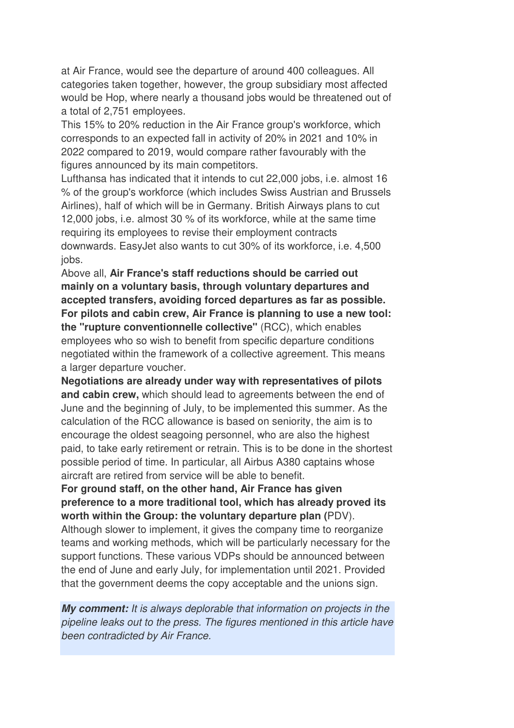at Air France, would see the departure of around 400 colleagues. All categories taken together, however, the group subsidiary most affected would be Hop, where nearly a thousand jobs would be threatened out of a total of 2,751 employees.

This 15% to 20% reduction in the Air France group's workforce, which corresponds to an expected fall in activity of 20% in 2021 and 10% in 2022 compared to 2019, would compare rather favourably with the figures announced by its main competitors.

Lufthansa has indicated that it intends to cut 22,000 jobs, i.e. almost 16 % of the group's workforce (which includes Swiss Austrian and Brussels Airlines), half of which will be in Germany. British Airways plans to cut 12,000 jobs, i.e. almost 30 % of its workforce, while at the same time requiring its employees to revise their employment contracts downwards. EasyJet also wants to cut 30% of its workforce, i.e. 4,500 jobs.

Above all, **Air France's staff reductions should be carried out mainly on a voluntary basis, through voluntary departures and accepted transfers, avoiding forced departures as far as possible. For pilots and cabin crew, Air France is planning to use a new tool: the "rupture conventionnelle collective"** (RCC), which enables employees who so wish to benefit from specific departure conditions negotiated within the framework of a collective agreement. This means a larger departure voucher.

**Negotiations are already under way with representatives of pilots and cabin crew,** which should lead to agreements between the end of June and the beginning of July, to be implemented this summer. As the calculation of the RCC allowance is based on seniority, the aim is to encourage the oldest seagoing personnel, who are also the highest paid, to take early retirement or retrain. This is to be done in the shortest possible period of time. In particular, all Airbus A380 captains whose aircraft are retired from service will be able to benefit.

**For ground staff, on the other hand, Air France has given preference to a more traditional tool, which has already proved its worth within the Group: the voluntary departure plan (**PDV). Although slower to implement, it gives the company time to reorganize teams and working methods, which will be particularly necessary for the support functions. These various VDPs should be announced between the end of June and early July, for implementation until 2021. Provided that the government deems the copy acceptable and the unions sign.

***My comment:*** *It is always deplorable that information on projects in the pipeline leaks out to the press. The figures mentioned in this article have been contradicted by Air France.*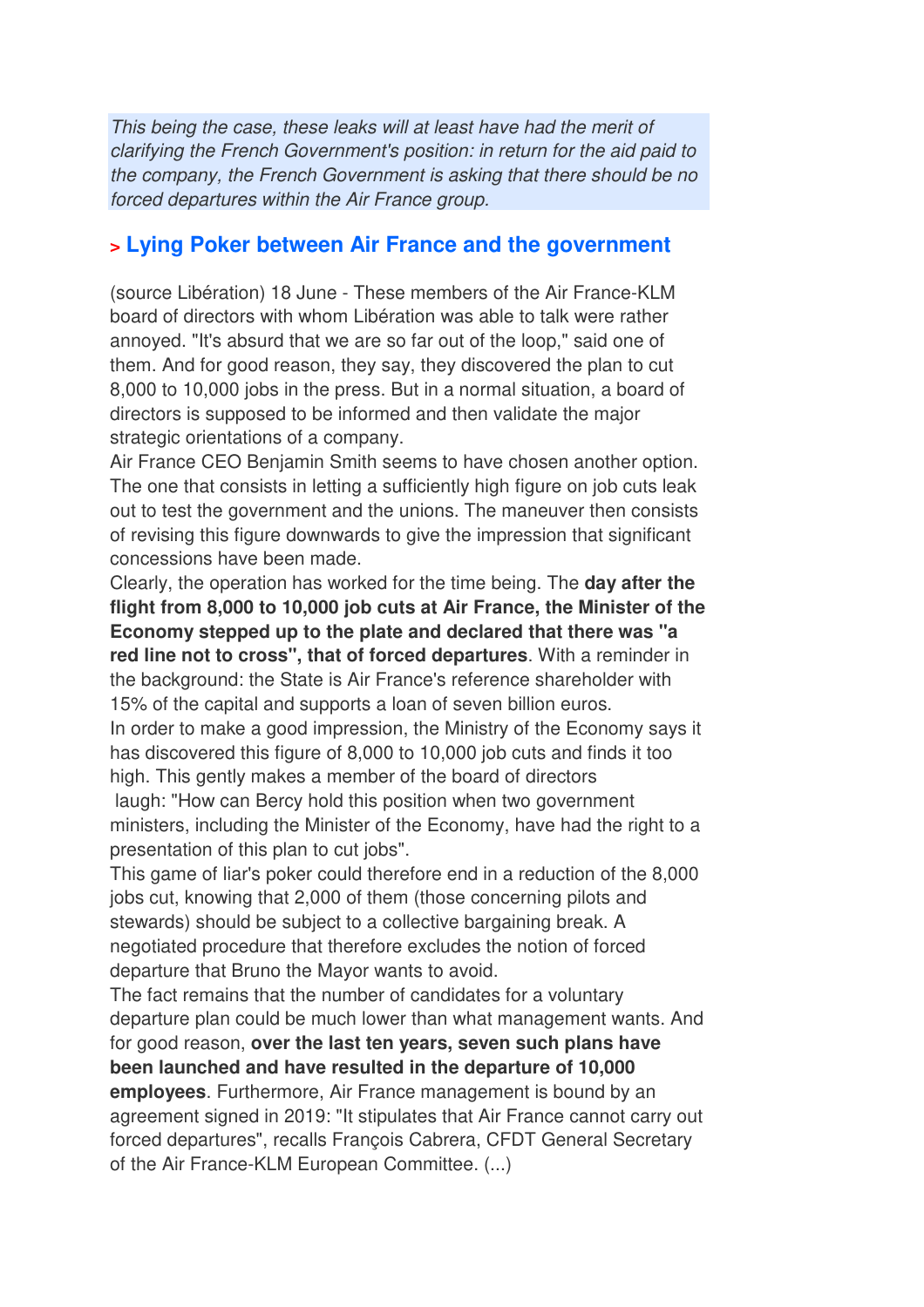*This being the case, these leaks will at least have had the merit of clarifying the French Government's position: in return for the aid paid to the company, the French Government is asking that there should be no forced departures within the Air France group.*

## > Lying Poker between Air France and the government

(source Libération) 18 June - These members of the Air France-KLM board of directors with whom Libération was able to talk were rather annoyed. "It's absurd that we are so far out of the loop," said one of them. And for good reason, they say, they discovered the plan to cut 8,000 to 10,000 jobs in the press. But in a normal situation, a board of directors is supposed to be informed and then validate the major strategic orientations of a company.

Air France CEO Benjamin Smith seems to have chosen another option. The one that consists in letting a sufficiently high figure on job cuts leak out to test the government and the unions. The maneuver then consists of revising this figure downwards to give the impression that significant concessions have been made.

Clearly, the operation has worked for the time being. The **day after the flight from 8,000 to 10,000 job cuts at Air France, the Minister of the Economy stepped up to the plate and declared that there was "a red line not to cross", that of forced departures**. With a reminder in the background: the State is Air France's reference shareholder with 15% of the capital and supports a loan of seven billion euros.

In order to make a good impression, the Ministry of the Economy says it has discovered this figure of 8,000 to 10,000 job cuts and finds it too high. This gently makes a member of the board of directors laugh: "How can Bercy hold this position when two government ministers, including the Minister of the Economy, have had the right to a presentation of this plan to cut jobs".

This game of liar's poker could therefore end in a reduction of the 8,000 jobs cut, knowing that 2,000 of them (those concerning pilots and stewards) should be subject to a collective bargaining break. A negotiated procedure that therefore excludes the notion of forced departure that Bruno the Mayor wants to avoid.

The fact remains that the number of candidates for a voluntary departure plan could be much lower than what management wants. And for good reason, **over the last ten years, seven such plans have been launched and have resulted in the departure of 10,000 employees**. Furthermore, Air France management is bound by an agreement signed in 2019: "It stipulates that Air France cannot carry out forced departures", recalls François Cabrera, CFDT General Secretary of the Air France-KLM European Committee. (...)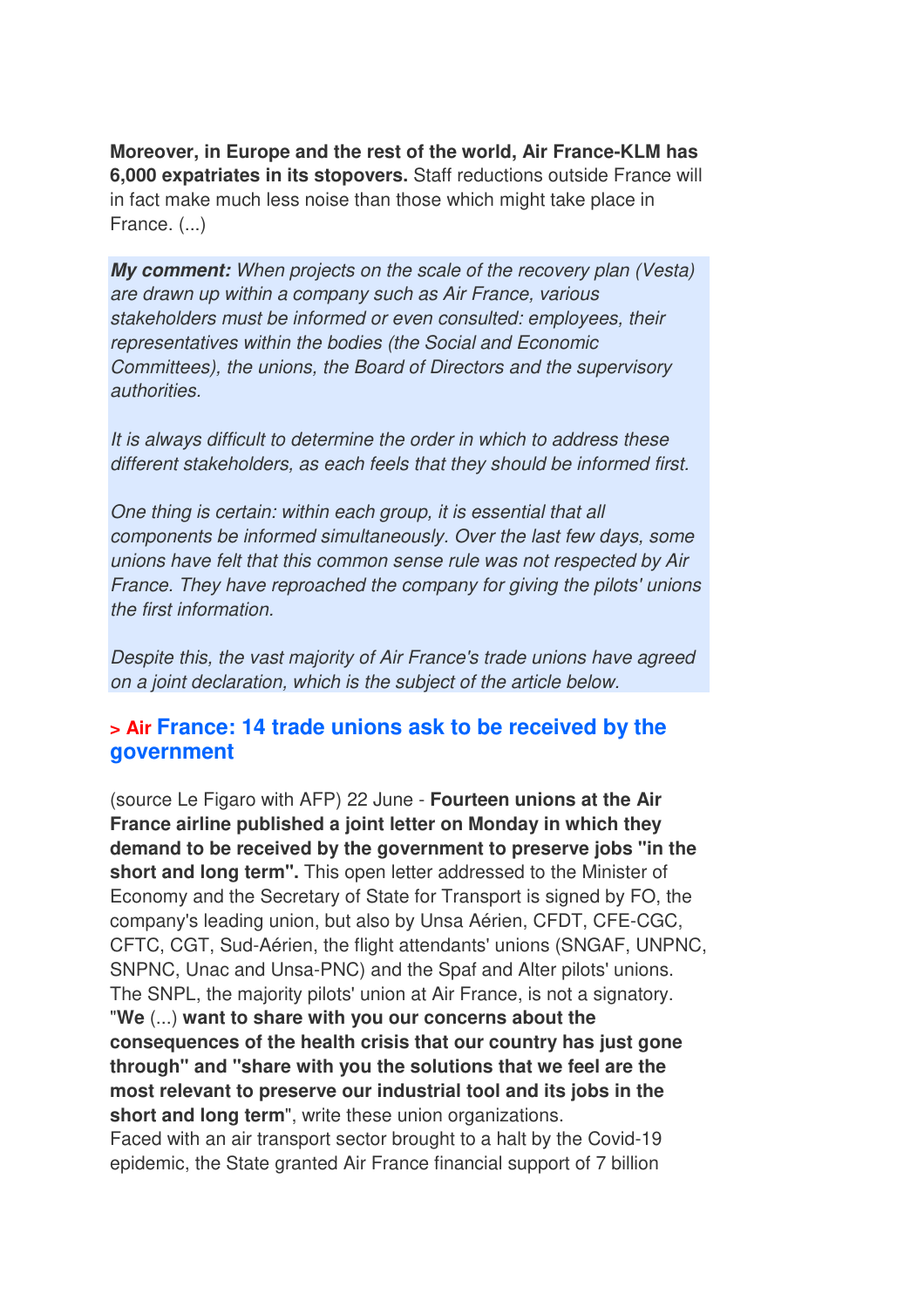**Moreover, in Europe and the rest of the world, Air France-KLM has 6,000 expatriates in its stopovers.** Staff reductions outside France will in fact make much less noise than those which might take place in France. (...)

***My comment:*** *When projects on the scale of the recovery plan (Vesta) are drawn up within a company such as Air France, various stakeholders must be informed or even consulted: employees, their representatives within the bodies (the Social and Economic Committees), the unions, the Board of Directors and the supervisory authorities.*

*It is always difficult to determine the order in which to address these different stakeholders, as each feels that they should be informed first.*

*One thing is certain: within each group, it is essential that all components be informed simultaneously. Over the last few days, some unions have felt that this common sense rule was not respected by Air France. They have reproached the company for giving the pilots' unions the first information.*

*Despite this, the vast majority of Air France's trade unions have agreed on a joint declaration, which is the subject of the article below.*

## > Air France: 14 trade unions ask to be received by the government

(source Le Figaro with AFP) 22 June - **Fourteen unions at the Air France airline published a joint letter on Monday in which they demand to be received by the government to preserve jobs "in the short and long term".** This open letter addressed to the Minister of Economy and the Secretary of State for Transport is signed by FO, the company's leading union, but also by Unsa Aérien, CFDT, CFE-CGC, CFTC, CGT, Sud-Aérien, the flight attendants' unions (SNGAF, UNPNC, SNPNC, Unac and Unsa-PNC) and the Spaf and Alter pilots' unions. The SNPL, the majority pilots' union at Air France, is not a signatory. "**We** (...) **want to share with you our concerns about the consequences of the health crisis that our country has just gone through" and "share with you the solutions that we feel are the most relevant to preserve our industrial tool and its jobs in the short and long term**", write these union organizations.
Faced with an air transport sector brought to a halt by the Covid-19 epidemic, the State granted Air France financial support of 7 billion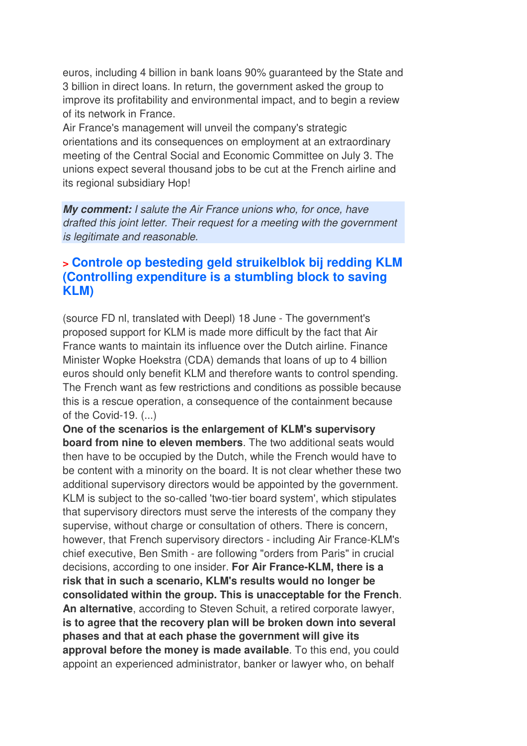euros, including 4 billion in bank loans 90% guaranteed by the State and 3 billion in direct loans. In return, the government asked the group to improve its profitability and environmental impact, and to begin a review of its network in France.

Air France's management will unveil the company's strategic orientations and its consequences on employment at an extraordinary meeting of the Central Social and Economic Committee on July 3. The unions expect several thousand jobs to be cut at the French airline and its regional subsidiary Hop!

***My comment:*** *I salute the Air France unions who, for once, have drafted this joint letter. Their request for a meeting with the government is legitimate and reasonable.*

## > Controle op besteding geld struikelblok bij redding KLM (Controlling expenditure is a stumbling block to saving KLM)

(source FD nl, translated with Deepl) 18 June - The government's proposed support for KLM is made more difficult by the fact that Air France wants to maintain its influence over the Dutch airline. Finance Minister Wopke Hoekstra (CDA) demands that loans of up to 4 billion euros should only benefit KLM and therefore wants to control spending. The French want as few restrictions and conditions as possible because this is a rescue operation, a consequence of the containment because of the Covid-19. (...)

**One of the scenarios is the enlargement of KLM's supervisory board from nine to eleven members**. The two additional seats would then have to be occupied by the Dutch, while the French would have to be content with a minority on the board. It is not clear whether these two additional supervisory directors would be appointed by the government. KLM is subject to the so-called 'two-tier board system', which stipulates that supervisory directors must serve the interests of the company they supervise, without charge or consultation of others. There is concern, however, that French supervisory directors - including Air France-KLM's chief executive, Ben Smith - are following "orders from Paris" in crucial decisions, according to one insider. **For Air France-KLM, there is a risk that in such a scenario, KLM's results would no longer be consolidated within the group. This is unacceptable for the French**. **An alternative**, according to Steven Schuit, a retired corporate lawyer, **is to agree that the recovery plan will be broken down into several phases and that at each phase the government will give its approval before the money is made available**. To this end, you could appoint an experienced administrator, banker or lawyer who, on behalf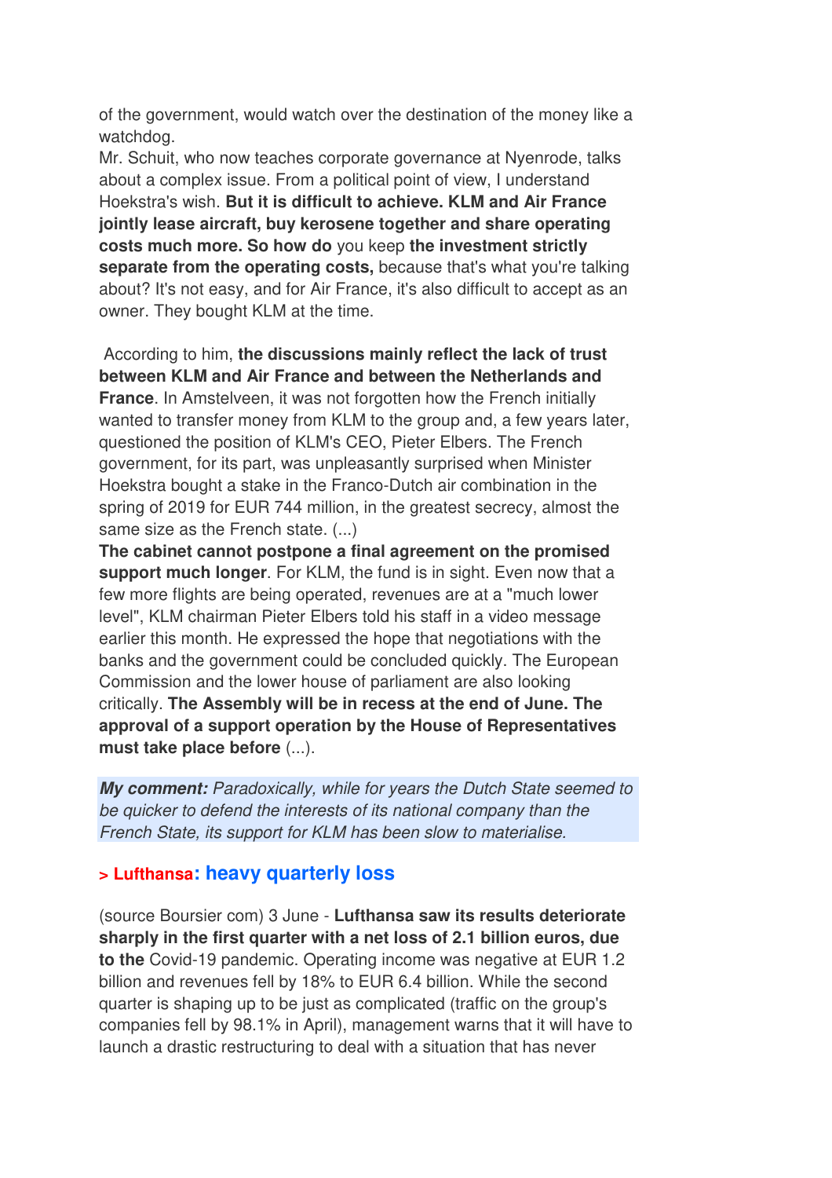of the government, would watch over the destination of the money like a watchdog.

Mr. Schuit, who now teaches corporate governance at Nyenrode, talks about a complex issue. From a political point of view, I understand Hoekstra's wish. **But it is difficult to achieve. KLM and Air France jointly lease aircraft, buy kerosene together and share operating costs much more. So how do** you keep **the investment strictly separate from the operating costs,** because that's what you're talking about? It's not easy, and for Air France, it's also difficult to accept as an owner. They bought KLM at the time.

According to him, **the discussions mainly reflect the lack of trust between KLM and Air France and between the Netherlands and France**. In Amstelveen, it was not forgotten how the French initially wanted to transfer money from KLM to the group and, a few years later, questioned the position of KLM's CEO, Pieter Elbers. The French government, for its part, was unpleasantly surprised when Minister Hoekstra bought a stake in the Franco-Dutch air combination in the spring of 2019 for EUR 744 million, in the greatest secrecy, almost the same size as the French state. (...)

**The cabinet cannot postpone a final agreement on the promised support much longer**. For KLM, the fund is in sight. Even now that a few more flights are being operated, revenues are at a "much lower level", KLM chairman Pieter Elbers told his staff in a video message earlier this month. He expressed the hope that negotiations with the banks and the government could be concluded quickly. The European Commission and the lower house of parliament are also looking critically. **The Assembly will be in recess at the end of June. The approval of a support operation by the House of Representatives must take place before** (...).

***My comment:*** *Paradoxically, while for years the Dutch State seemed to be quicker to defend the interests of its national company than the French State, its support for KLM has been slow to materialise.*

## > Lufthansa: heavy quarterly loss

(source Boursier com) 3 June - **Lufthansa saw its results deteriorate sharply in the first quarter with a net loss of 2.1 billion euros, due to the** Covid-19 pandemic. Operating income was negative at EUR 1.2 billion and revenues fell by 18% to EUR 6.4 billion. While the second quarter is shaping up to be just as complicated (traffic on the group's companies fell by 98.1% in April), management warns that it will have to launch a drastic restructuring to deal with a situation that has never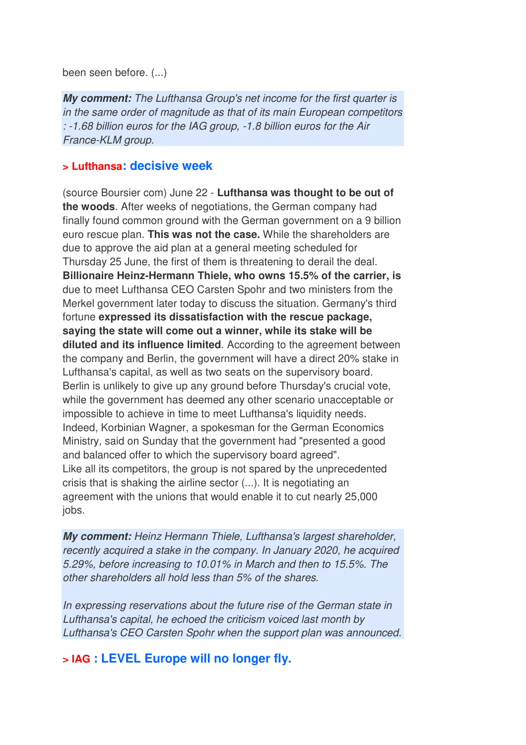been seen before. (...)

***My comment:*** *The Lufthansa Group's net income for the first quarter is in the same order of magnitude as that of its main European competitors : -1.68 billion euros for the IAG group, -1.8 billion euros for the Air France-KLM group.*

### > Lufthansa: decisive week

(source Boursier com) June 22 - **Lufthansa was thought to be out of the woods**. After weeks of negotiations, the German company had finally found common ground with the German government on a 9 billion euro rescue plan. **This was not the case.** While the shareholders are due to approve the aid plan at a general meeting scheduled for Thursday 25 June, the first of them is threatening to derail the deal. **Billionaire Heinz-Hermann Thiele, who owns 15.5% of the carrier, is** due to meet Lufthansa CEO Carsten Spohr and two ministers from the Merkel government later today to discuss the situation. Germany's third fortune **expressed its dissatisfaction with the rescue package, saying the state will come out a winner, while its stake will be diluted and its influence limited**. According to the agreement between the company and Berlin, the government will have a direct 20% stake in Lufthansa's capital, as well as two seats on the supervisory board. Berlin is unlikely to give up any ground before Thursday's crucial vote, while the government has deemed any other scenario unacceptable or impossible to achieve in time to meet Lufthansa's liquidity needs. Indeed, Korbinian Wagner, a spokesman for the German Economics Ministry, said on Sunday that the government had "presented a good and balanced offer to which the supervisory board agreed".
Like all its competitors, the group is not spared by the unprecedented crisis that is shaking the airline sector (...). It is negotiating an agreement with the unions that would enable it to cut nearly 25,000 jobs.

***My comment:*** *Heinz Hermann Thiele, Lufthansa's largest shareholder, recently acquired a stake in the company. In January 2020, he acquired 5.29%, before increasing to 10.01% in March and then to 15.5%. The other shareholders all hold less than 5% of the shares.*

*In expressing reservations about the future rise of the German state in Lufthansa's capital, he echoed the criticism voiced last month by Lufthansa's CEO Carsten Spohr when the support plan was announced.*

### > IAG : LEVEL Europe will no longer fly.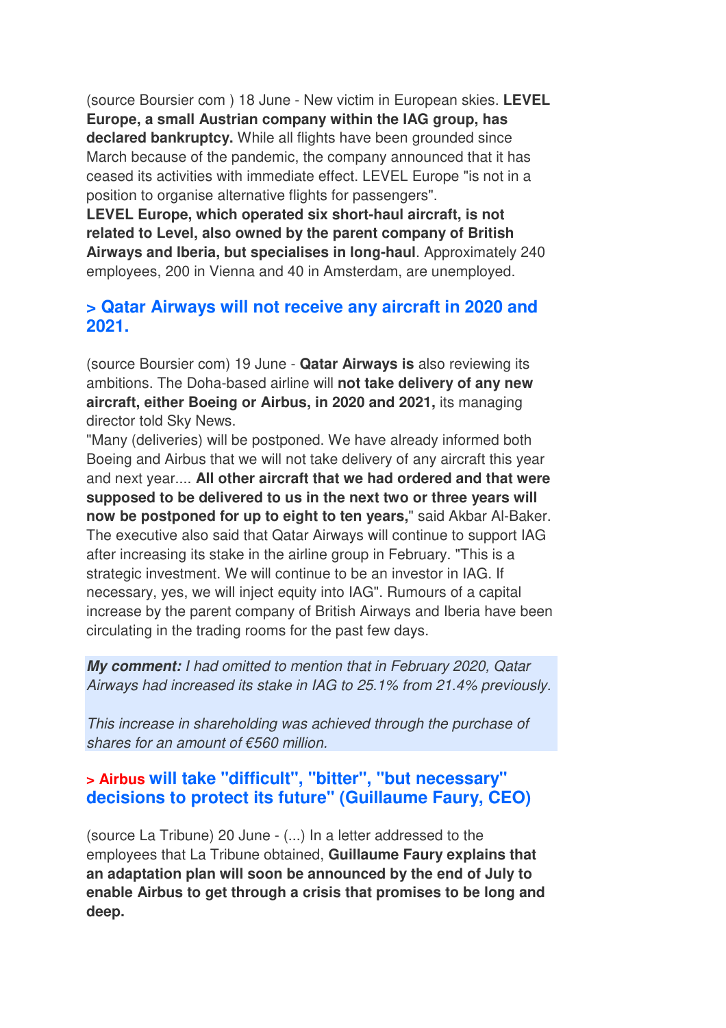(source Boursier com ) 18 June - New victim in European skies. **LEVEL Europe, a small Austrian company within the IAG group, has declared bankruptcy.** While all flights have been grounded since March because of the pandemic, the company announced that it has ceased its activities with immediate effect. LEVEL Europe "is not in a position to organise alternative flights for passengers".
**LEVEL Europe, which operated six short-haul aircraft, is not related to Level, also owned by the parent company of British Airways and Iberia, but specialises in long-haul**. Approximately 240 employees, 200 in Vienna and 40 in Amsterdam, are unemployed.

### > Qatar Airways will not receive any aircraft in 2020 and 2021.

(source Boursier com) 19 June - **Qatar Airways is** also reviewing its ambitions. The Doha-based airline will **not take delivery of any new aircraft, either Boeing or Airbus, in 2020 and 2021,** its managing director told Sky News.
"Many (deliveries) will be postponed. We have already informed both Boeing and Airbus that we will not take delivery of any aircraft this year and next year.... **All other aircraft that we had ordered and that were supposed to be delivered to us in the next two or three years will now be postponed for up to eight to ten years,**" said Akbar Al-Baker. The executive also said that Qatar Airways will continue to support IAG after increasing its stake in the airline group in February. "This is a strategic investment. We will continue to be an investor in IAG. If necessary, yes, we will inject equity into IAG". Rumours of a capital increase by the parent company of British Airways and Iberia have been circulating in the trading rooms for the past few days.

***My comment:*** *I had omitted to mention that in February 2020, Qatar Airways had increased its stake in IAG to 25.1% from 21.4% previously.*

*This increase in shareholding was achieved through the purchase of shares for an amount of €560 million.*

### > Airbus will take "difficult", "bitter", "but necessary" decisions to protect its future" (Guillaume Faury, CEO)

(source La Tribune) 20 June - (...) In a letter addressed to the employees that La Tribune obtained, **Guillaume Faury explains that an adaptation plan will soon be announced by the end of July to enable Airbus to get through a crisis that promises to be long and deep.**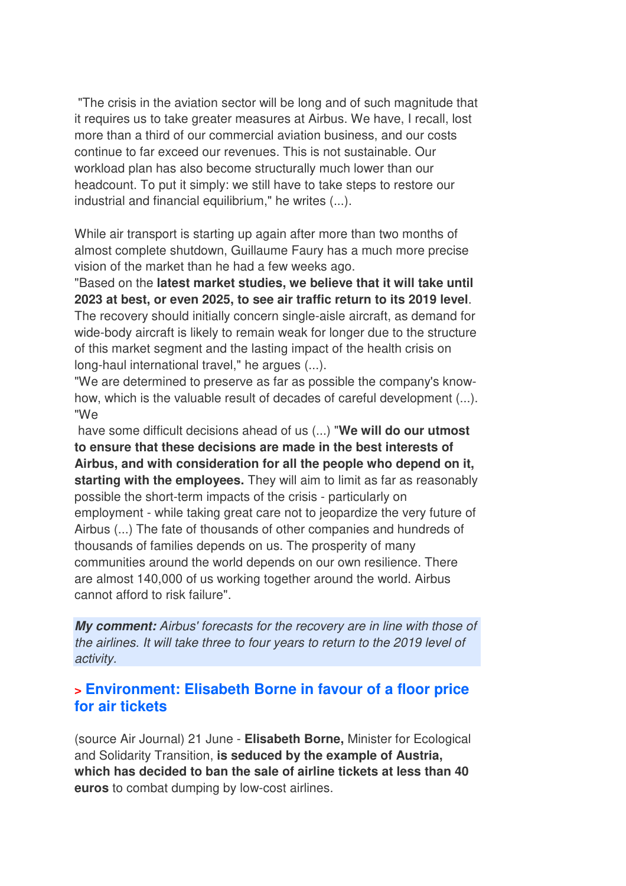"The crisis in the aviation sector will be long and of such magnitude that it requires us to take greater measures at Airbus. We have, I recall, lost more than a third of our commercial aviation business, and our costs continue to far exceed our revenues. This is not sustainable. Our workload plan has also become structurally much lower than our headcount. To put it simply: we still have to take steps to restore our industrial and financial equilibrium," he writes (...).

While air transport is starting up again after more than two months of almost complete shutdown, Guillaume Faury has a much more precise vision of the market than he had a few weeks ago.

"Based on the **latest market studies, we believe that it will take until 2023 at best, or even 2025, to see air traffic return to its 2019 level**. The recovery should initially concern single-aisle aircraft, as demand for wide-body aircraft is likely to remain weak for longer due to the structure of this market segment and the lasting impact of the health crisis on long-haul international travel," he argues (...).

"We are determined to preserve as far as possible the company's know-how, which is the valuable result of decades of careful development (...). "We have some difficult decisions ahead of us (...) "**We will do our utmost to ensure that these decisions are made in the best interests of Airbus, and with consideration for all the people who depend on it, starting with the employees.** They will aim to limit as far as reasonably possible the short-term impacts of the crisis - particularly on employment - while taking great care not to jeopardize the very future of Airbus (...) The fate of thousands of other companies and hundreds of thousands of families depends on us. The prosperity of many communities around the world depends on our own resilience. There are almost 140,000 of us working together around the world. Airbus cannot afford to risk failure".

***My comment:*** *Airbus' forecasts for the recovery are in line with those of the airlines. It will take three to four years to return to the 2019 level of activity.*

## > Environment: Elisabeth Borne in favour of a floor price for air tickets

(source Air Journal) 21 June - **Elisabeth Borne,** Minister for Ecological and Solidarity Transition, **is seduced by the example of Austria, which has decided to ban the sale of airline tickets at less than 40 euros** to combat dumping by low-cost airlines.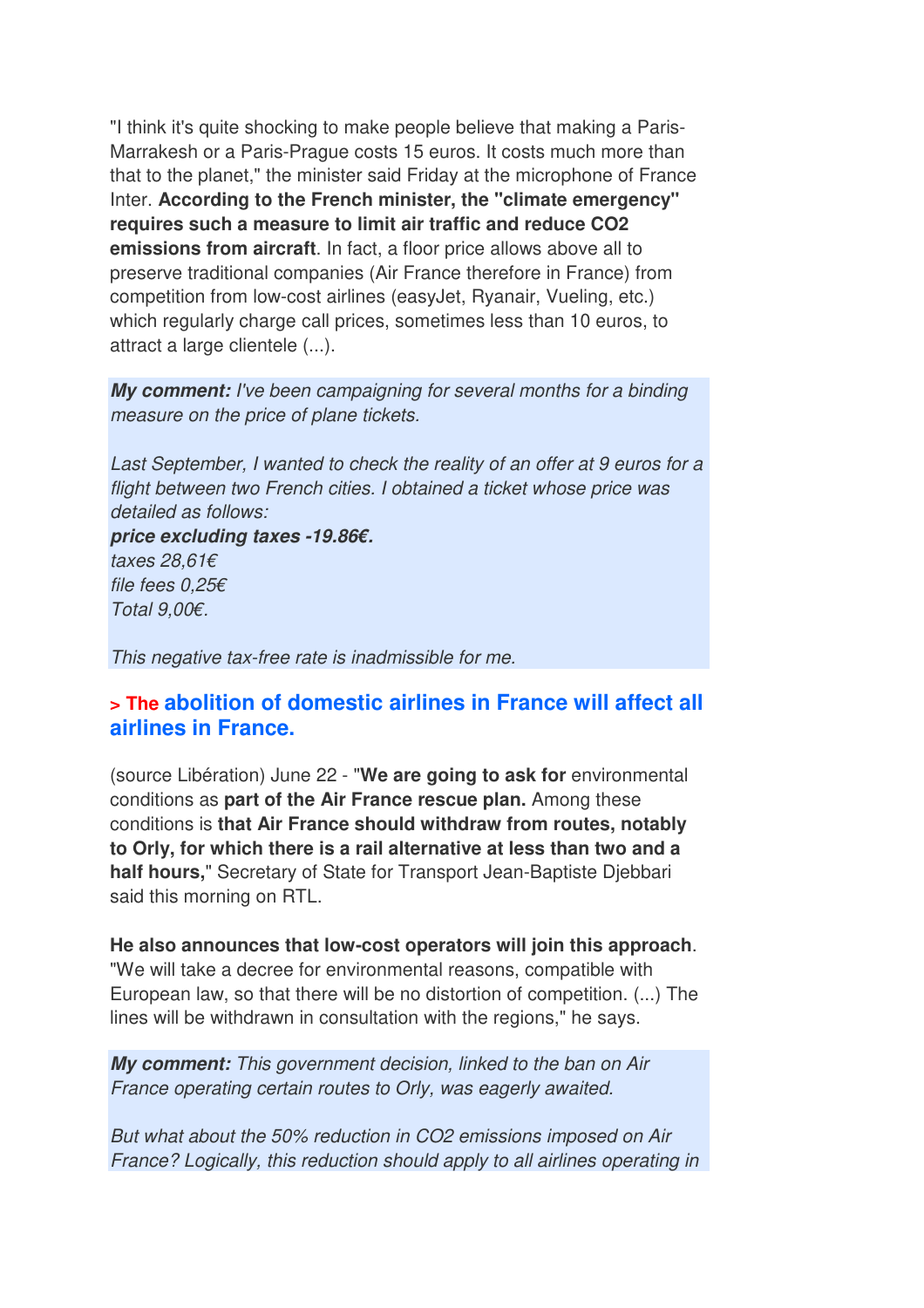"I think it's quite shocking to make people believe that making a Paris-Marrakesh or a Paris-Prague costs 15 euros. It costs much more than that to the planet," the minister said Friday at the microphone of France Inter. **According to the French minister, the "climate emergency" requires such a measure to limit air traffic and reduce CO2 emissions from aircraft**. In fact, a floor price allows above all to preserve traditional companies (Air France therefore in France) from competition from low-cost airlines (easyJet, Ryanair, Vueling, etc.) which regularly charge call prices, sometimes less than 10 euros, to attract a large clientele (...).

***My comment:*** *I've been campaigning for several months for a binding measure on the price of plane tickets.*

*Last September, I wanted to check the reality of an offer at 9 euros for a flight between two French cities. I obtained a ticket whose price was detailed as follows:*
***price excluding taxes -19.86€.***
*taxes 28,61€*
*file fees 0,25€*
*Total 9,00€.*

*This negative tax-free rate is inadmissible for me.*

## > The abolition of domestic airlines in France will affect all airlines in France.

(source Libération) June 22 - "**We are going to ask for** environmental conditions as **part of the Air France rescue plan.** Among these conditions is **that Air France should withdraw from routes, notably to Orly, for which there is a rail alternative at less than two and a half hours,**" Secretary of State for Transport Jean-Baptiste Djebbari said this morning on RTL.

**He also announces that low-cost operators will join this approach**. "We will take a decree for environmental reasons, compatible with European law, so that there will be no distortion of competition. (...) The lines will be withdrawn in consultation with the regions," he says.

***My comment:*** *This government decision, linked to the ban on Air France operating certain routes to Orly, was eagerly awaited.*

*But what about the 50% reduction in CO2 emissions imposed on Air France? Logically, this reduction should apply to all airlines operating in*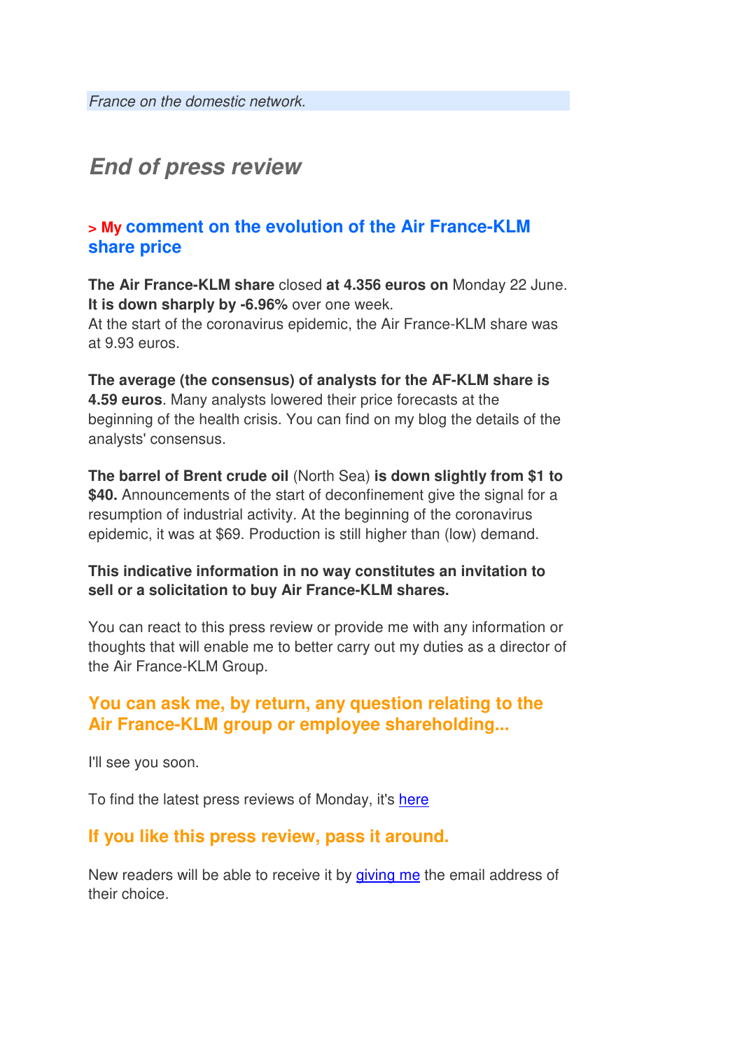*France on the domestic network.*

## *End of press review*

### > My comment on the evolution of the Air France-KLM share price

**The Air France-KLM share** closed **at 4.356 euros on** Monday 22 June. **It is down sharply by -6.96%** over one week.
At the start of the coronavirus epidemic, the Air France-KLM share was at 9.93 euros.

**The average (the consensus) of analysts for the AF-KLM share is 4.59 euros**. Many analysts lowered their price forecasts at the beginning of the health crisis. You can find on my blog the details of the analysts' consensus.

**The barrel of Brent crude oil** (North Sea) **is down slightly from $1 to $40.** Announcements of the start of deconfinement give the signal for a resumption of industrial activity. At the beginning of the coronavirus epidemic, it was at $69. Production is still higher than (low) demand.

**This indicative information in no way constitutes an invitation to sell or a solicitation to buy Air France-KLM shares.**

You can react to this press review or provide me with any information or thoughts that will enable me to better carry out my duties as a director of the Air France-KLM Group.

### You can ask me, by return, any question relating to the Air France-KLM group or employee shareholding...

I'll see you soon.

To find the latest press reviews of Monday, it's [here]

### If you like this press review, pass it around.

New readers will be able to receive it by [giving me] the email address of their choice.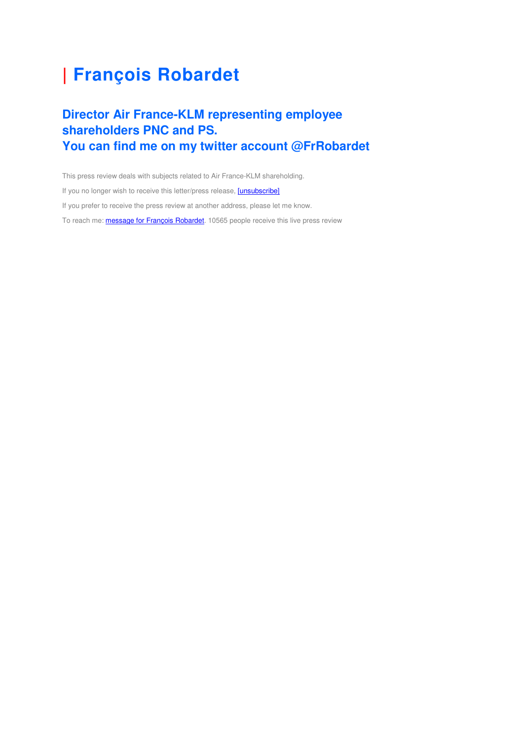# | François Robardet

## Director Air France-KLM representing employee shareholders PNC and PS.
## You can find me on my twitter account @FrRobardet

This press review deals with subjects related to Air France-KLM shareholding.

If you no longer wish to receive this letter/press release, [unsubscribe]

If you prefer to receive the press review at another address, please let me know.

To reach me: message for François Robardet. 10565 people receive this live press review